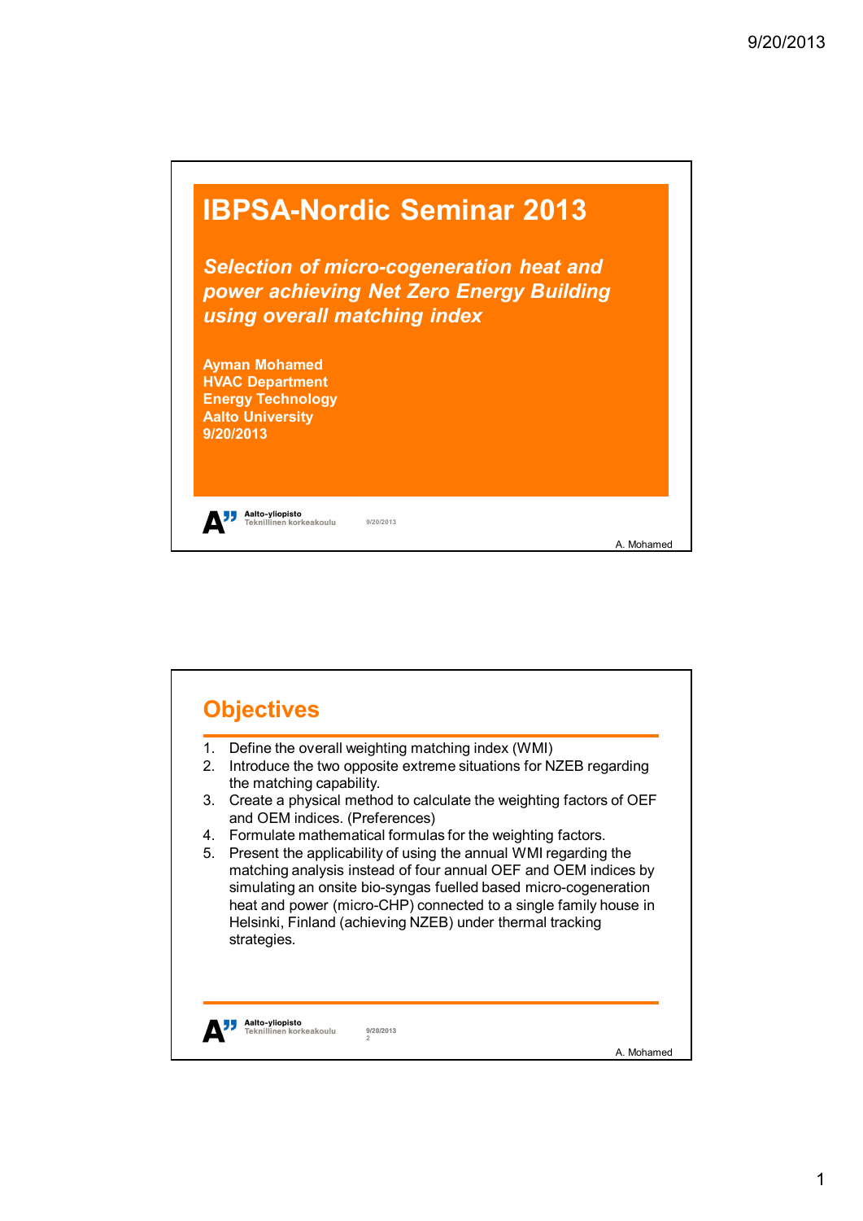# IBPSA-Nordic Seminar 2013

***Selection of micro-cogeneration heat and power achieving Net Zero Energy Building using overall matching index***

**Ayman Mohamed**
**HVAC Department**
**Energy Technology**
**Aalto University**
**9/20/2013**

## Objectives

1. Define the overall weighting matching index (WMI)
2. Introduce the two opposite extreme situations for NZEB regarding the matching capability.
3. Create a physical method to calculate the weighting factors of OEF and OEM indices. (Preferences)
4. Formulate mathematical formulas for the weighting factors.
5. Present the applicability of using the annual WMI regarding the matching analysis instead of four annual OEF and OEM indices by simulating an onsite bio-syngas fuelled based micro-cogeneration heat and power (micro-CHP) connected to a single family house in Helsinki, Finland (achieving NZEB) under thermal tracking strategies.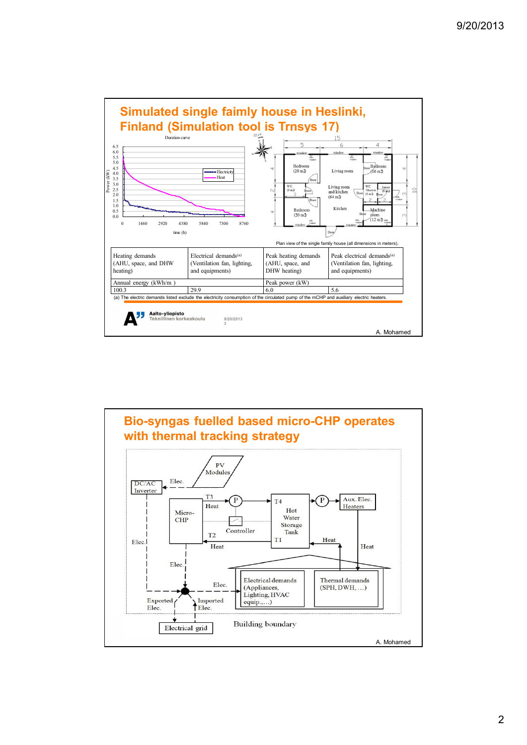## Simulated single faimly house in Heslinki, Finland (Simulation tool is Trnsys 17)

Plan view of the single family house (all dimensions in meters).

| Heating demands (AHU, space, and DHW heating) | Electrical demands[a] (Ventilation fan, lighting, and equipments) | Peak heating demands (AHU, space, and DHW heating) | Peak electrical demands[a] (Ventilation fan, lighting, and equipments) |
|---|---|---|---|
| Annual energy (kWh/m ) | | Peak power (kW) | |
| 100.3 | 29.9 | 6.0 | 5.6 |

(a) The electric demands listed exclude the electricity consumption of the circulated pump of the mCHP and auxiliary electric heaters.

A. Mohamed

## Bio-syngas fuelled based micro-CHP operates with thermal tracking strategy

A. Mohamed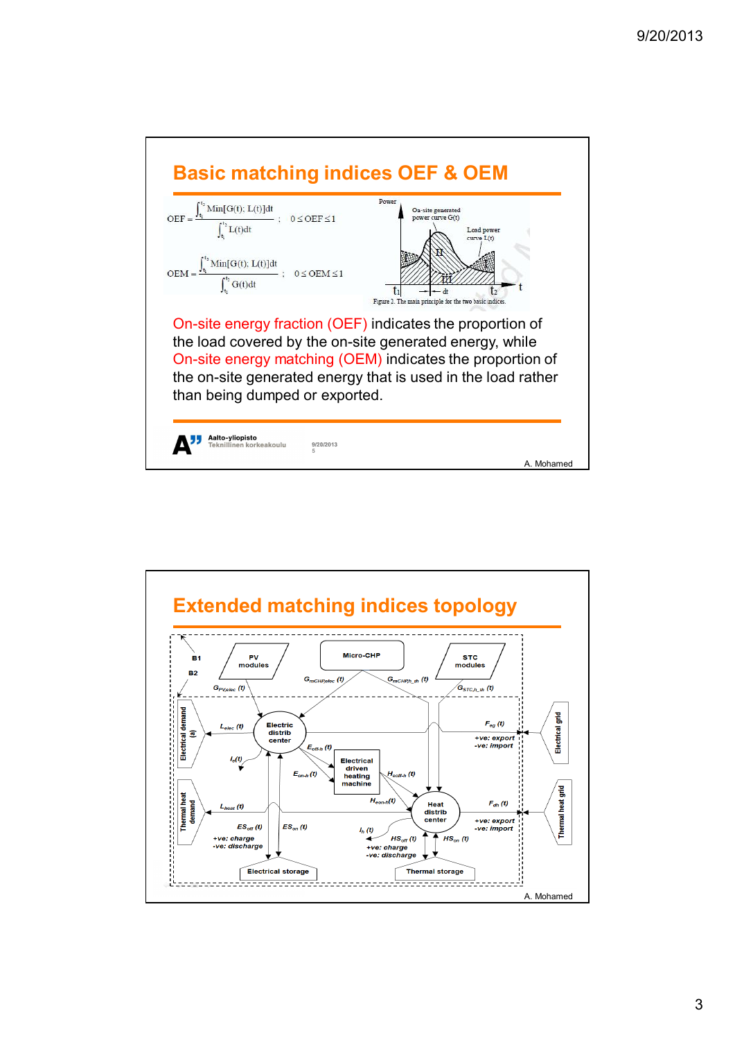## Basic matching indices OEF & OEM

$$\text{OEF} = \frac{\int_{t_1}^{t_2} \text{Min}[G(t);\, L(t)]dt}{\int_{t_1}^{t_2} L(t)dt} \;;\quad 0 \le \text{OEF} \le 1$$

$$\text{OEM} = \frac{\int_{t_1}^{t_2} \text{Min}[G(t);\, L(t)]dt}{\int_{t_1}^{t_2} G(t)dt} \;;\quad 0 \le \text{OEM} \le 1$$

Figure 2. The main principle for the two basic indices.

On-site energy fraction (OEF) indicates the proportion of the load covered by the on-site generated energy, while On-site energy matching (OEM) indicates the proportion of the on-site generated energy that is used in the load rather than being dumped or exported.

Aalto-yliopisto
Teknillinen korkeakoulu

A. Mohamed

## Extended matching indices topology

A. Mohamed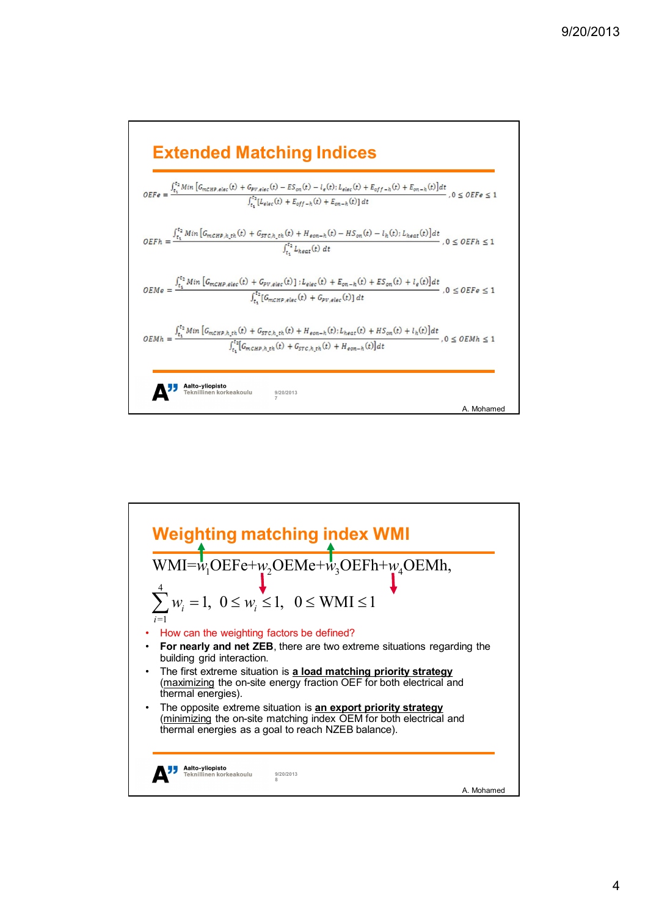## Extended Matching Indices

$$OEFe = \frac{\int_{t_1}^{t_2} Min\left[G_{mCHP,elec}(t) + G_{PV,elec}(t) - ES_{on}(t) - l_e(t); L_{elec}(t) + E_{off-h}(t) + E_{on-h}(t)\right]dt}{\int_{t_1}^{t_2}\left[L_{elec}(t) + E_{off-h}(t) + E_{on-h}(t)\right]dt}, 0 \le OEFe \le 1$$

$$OEFh = \frac{\int_{t_1}^{t_2} Min\left[G_{mCHP,h\_th}(t) + G_{STC,h\_th}(t) + H_{eon-h}(t) - HS_{on}(t) - l_h(t); L_{heat}(t)\right]dt}{\int_{t_1}^{t_2} L_{heat}(t)\, dt}, 0 \le OEFh \le 1$$

$$OEMe = \frac{\int_{t_1}^{t_2} Min\left[G_{mCHP,elec}(t) + G_{PV,elec}(t)\right]; L_{elec}(t) + E_{on-h}(t) + ES_{on}(t) + l_e(t)\right]dt}{\int_{t_1}^{t_2}\left[G_{mCHP,elec}(t) + G_{PV,elec}(t)\right]dt}, 0 \le OEMe \le 1$$

$$OEMh = \frac{\int_{t_1}^{t_2} Min\left[G_{mCHP,h\_th}(t) + G_{STC,h\_th}(t) + H_{eon-h}(t); L_{heat}(t) + HS_{on}(t) + l_h(t)\right]dt}{\int_{t_1}^{t_2}\left[G_{mCHP,h\_th}(t) + G_{STC,h\_th}(t) + H_{eon-h}(t)\right]dt}, 0 \le OEMh \le 1$$

## Weighting matching index WMI

$$WMI = w_1 OEFe + w_2 OEMe + w_3 OEFh + w_4 OEMh,$$

$$\sum_{i=1}^{4} w_i = 1, \quad 0 \le w_i \le 1, \quad 0 \le WMI \le 1$$

- How can the weighting factors be defined?
- **For nearly and net ZEB**, there are two extreme situations regarding the building grid interaction.
- The first extreme situation is **a load matching priority strategy** (maximizing the on-site energy fraction OEF for both electrical and thermal energies).
- The opposite extreme situation is **an export priority strategy** (minimizing the on-site matching index OEM for both electrical and thermal energies as a goal to reach NZEB balance).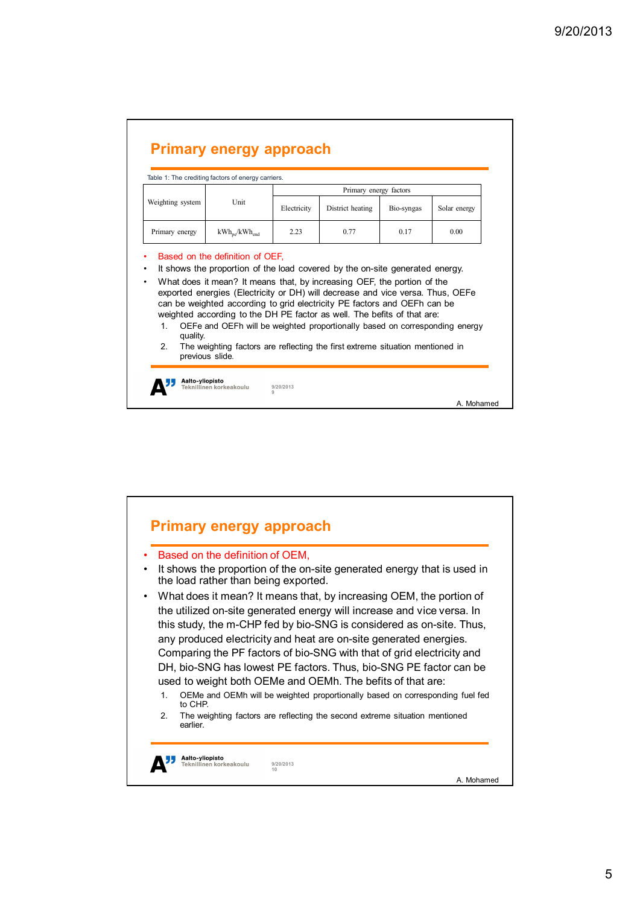## Primary energy approach

Table 1: The crediting factors of energy carriers.

| Weighting system | Unit | Primary energy factors | | | |
|---|---|---|---|---|---|
| | | Electricity | District heating | Bio-syngas | Solar energy |
| Primary energy | $kWh_{pe}/kWh_{end}$ | 2.23 | 0.77 | 0.17 | 0.00 |

- Based on the definition of OEF,
- It shows the proportion of the load covered by the on-site generated energy.
- What does it mean? It means that, by increasing OEF, the portion of the exported energies (Electricity or DH) will decrease and vice versa. Thus, OEFe can be weighted according to grid electricity PE factors and OEFh can be weighted according to the DH PE factor as well. The befits of that are:
  1. OEFe and OEFh will be weighted proportionally based on corresponding energy quality.
  2. The weighting factors are reflecting the first extreme situation mentioned in previous slide.

A. Mohamed

## Primary energy approach

- Based on the definition of OEM,
- It shows the proportion of the on-site generated energy that is used in the load rather than being exported.
- What does it mean? It means that, by increasing OEM, the portion of the utilized on-site generated energy will increase and vice versa. In this study, the m-CHP fed by bio-SNG is considered as on-site. Thus, any produced electricity and heat are on-site generated energies. Comparing the PF factors of bio-SNG with that of grid electricity and DH, bio-SNG has lowest PE factors. Thus, bio-SNG PE factor can be used to weight both OEMe and OEMh. The befits of that are:
  1. OEMe and OEMh will be weighted proportionally based on corresponding fuel fed to CHP.
  2. The weighting factors are reflecting the second extreme situation mentioned earlier.

A. Mohamed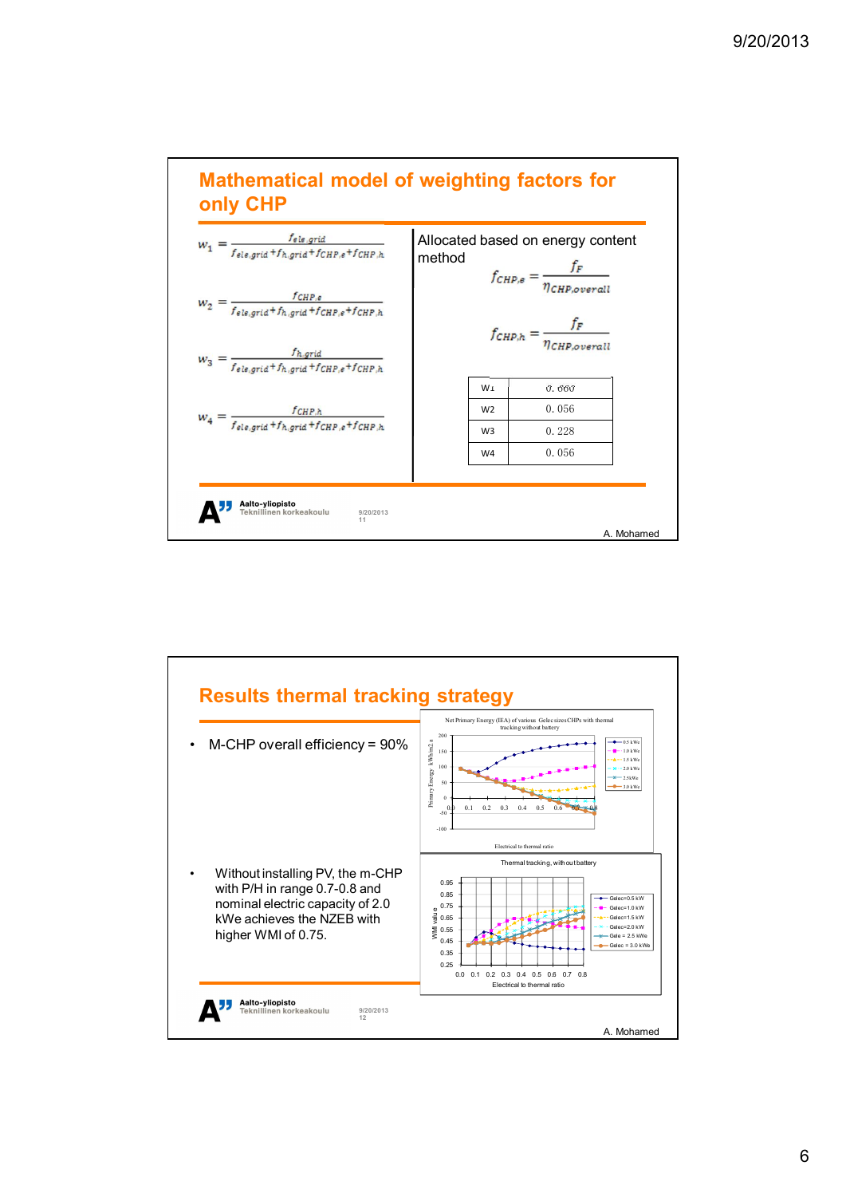## Mathematical model of weighting factors for only CHP

$$w_1 = \frac{f_{ele,grid}}{f_{ele,grid}+f_{h,grid}+f_{CHP,e}+f_{CHP,h}}$$

$$w_2 = \frac{f_{CHP,e}}{f_{ele,grid}+f_{h,grid}+f_{CHP,e}+f_{CHP,h}}$$

$$w_3 = \frac{f_{h,grid}}{f_{ele,grid}+f_{h,grid}+f_{CHP,e}+f_{CHP,h}}$$

$$w_4 = \frac{f_{CHP,h}}{f_{ele,grid}+f_{h,grid}+f_{CHP,e}+f_{CHP,h}}$$

Allocated based on energy content method

$$f_{CHP,e} = \frac{f_F}{\eta_{CHP,overall}}$$

$$f_{CHP,h} = \frac{f_F}{\eta_{CHP,overall}}$$

| | |
|---|---|
| W1 | 0.660 |
| W2 | 0.056 |
| W3 | 0.228 |
| W4 | 0.056 |

A. Mohamed

## Results thermal tracking strategy

- M-CHP overall efficiency = 90%
- Without installing PV, the m-CHP with P/H in range 0.7-0.8 and nominal electric capacity of 2.0 kWe achieves the NZEB with higher WMI of 0.75.

A. Mohamed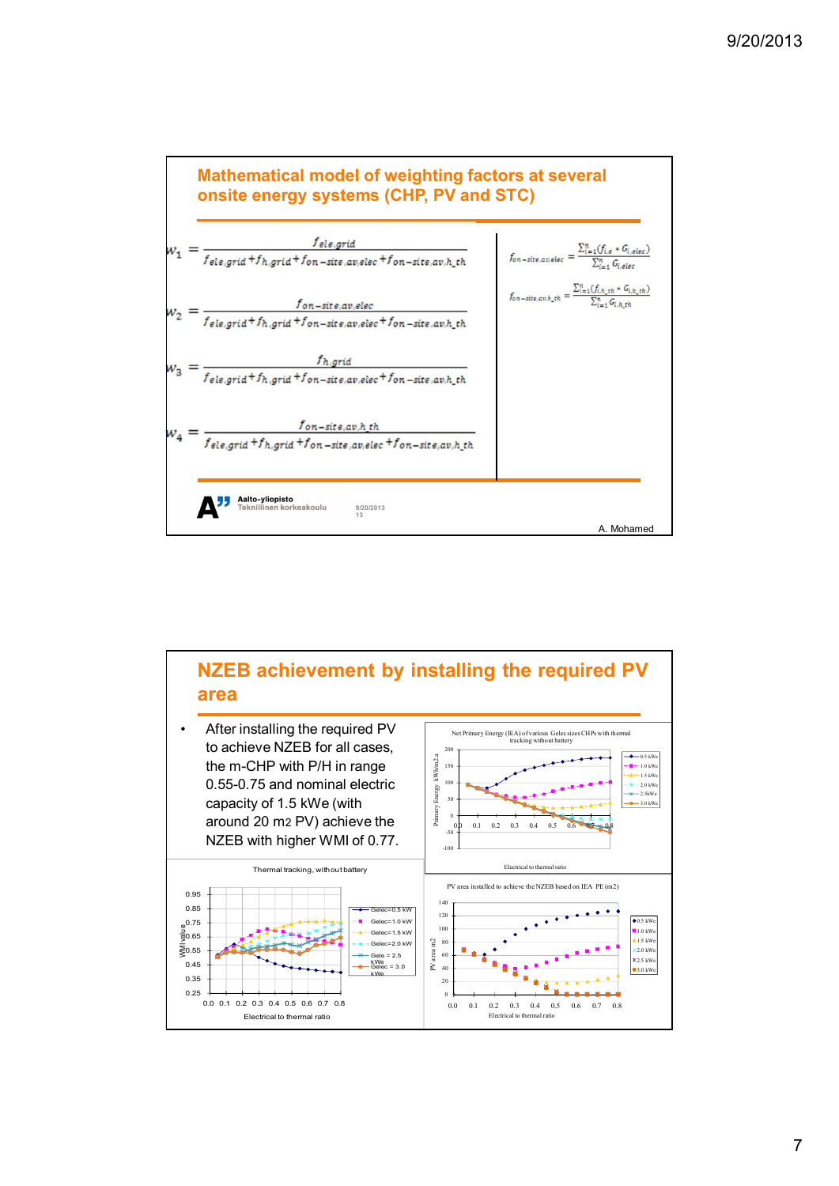## Mathematical model of weighting factors at several onsite energy systems (CHP, PV and STC)

$$w_1 = \frac{f_{ele.grid}}{f_{ele.grid} + f_{h.grid} + f_{on-site.av.elec} + f_{on-site.av.h\_th}}$$

$$w_2 = \frac{f_{on-site.av.elec}}{f_{ele.grid} + f_{h.grid} + f_{on-site.av.elec} + f_{on-site.av.h\_th}}$$

$$w_3 = \frac{f_{h.grid}}{f_{ele.grid} + f_{h.grid} + f_{on-site.av.elec} + f_{on-site.av.h\_th}}$$

$$w_4 = \frac{f_{on-site.av.h\_th}}{f_{ele.grid} + f_{h.grid} + f_{on-site.av.elec} + f_{on-site.av.h\_th}}$$

$$f_{on-site.av.elec} = \frac{\sum_{i=1}^{n} (f_{i.e} * G_{i.elec})}{\sum_{i=1}^{n} G_{i.elec}}$$

$$f_{on-site.av.h\_th} = \frac{\sum_{i=1}^{n} (f_{i.h\_th} * G_{i.h\_th})}{\sum_{i=1}^{n} G_{i.h\_th}}$$

Aalto-yliopisto
Teknillinen korkeakoulu

A. Mohamed

## NZEB achievement by installing the required PV area

- After installing the required PV to achieve NZEB for all cases, the m-CHP with P/H in range 0.55-0.75 and nominal electric capacity of 1.5 kWe (with around 20 m2 PV) achieve the NZEB with higher WMI of 0.77.

Net Primary Energy (IEA) of various Gelec sizes CHPs with thermal tracking without battery

Thermal tracking, without battery

PV area installed to achieve the NZEB based on IEA PE (m2)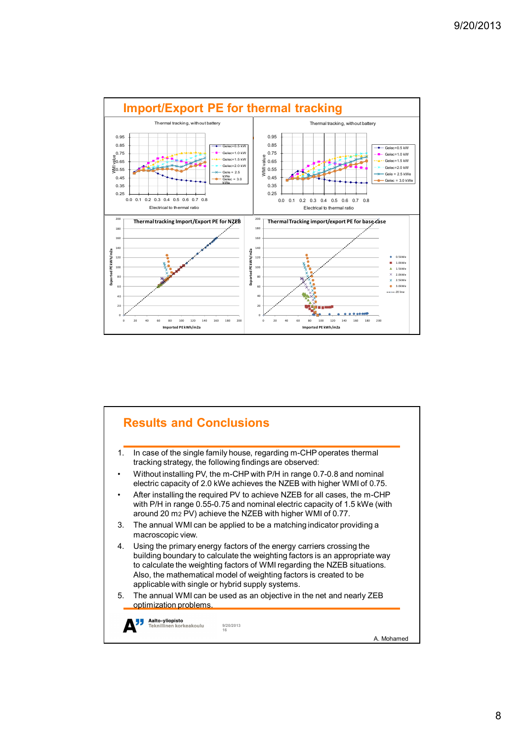## Import/Export PE for thermal tracking

Thermal tracking, without battery

Thermal tracking, without battery

Thermal tracking Import/Export PE for NZEB

Thermal Tracking import/export PE for base case

## Results and Conclusions

1. In case of the single family house, regarding m-CHP operates thermal tracking strategy, the following findings are observed:

- Without installing PV, the m-CHP with P/H in range 0.7-0.8 and nominal electric capacity of 2.0 kWe achieves the NZEB with higher WMI of 0.75.
- After installing the required PV to achieve NZEB for all cases, the m-CHP with P/H in range 0.55-0.75 and nominal electric capacity of 1.5 kWe (with around 20 $m^2$ PV) achieve the NZEB with higher WMI of 0.77.

3. The annual WMI can be applied to be a matching indicator providing a macroscopic view.
4. Using the primary energy factors of the energy carriers crossing the building boundary to calculate the weighting factors is an appropriate way to calculate the weighting factors of WMI regarding the NZEB situations. Also, the mathematical model of weighting factors is created to be applicable with single or hybrid supply systems.
5. The annual WMI can be used as an objective in the net and nearly ZEB optimization problems.

Aalto-yliopisto
Teknillinen korkeakoulu

A. Mohamed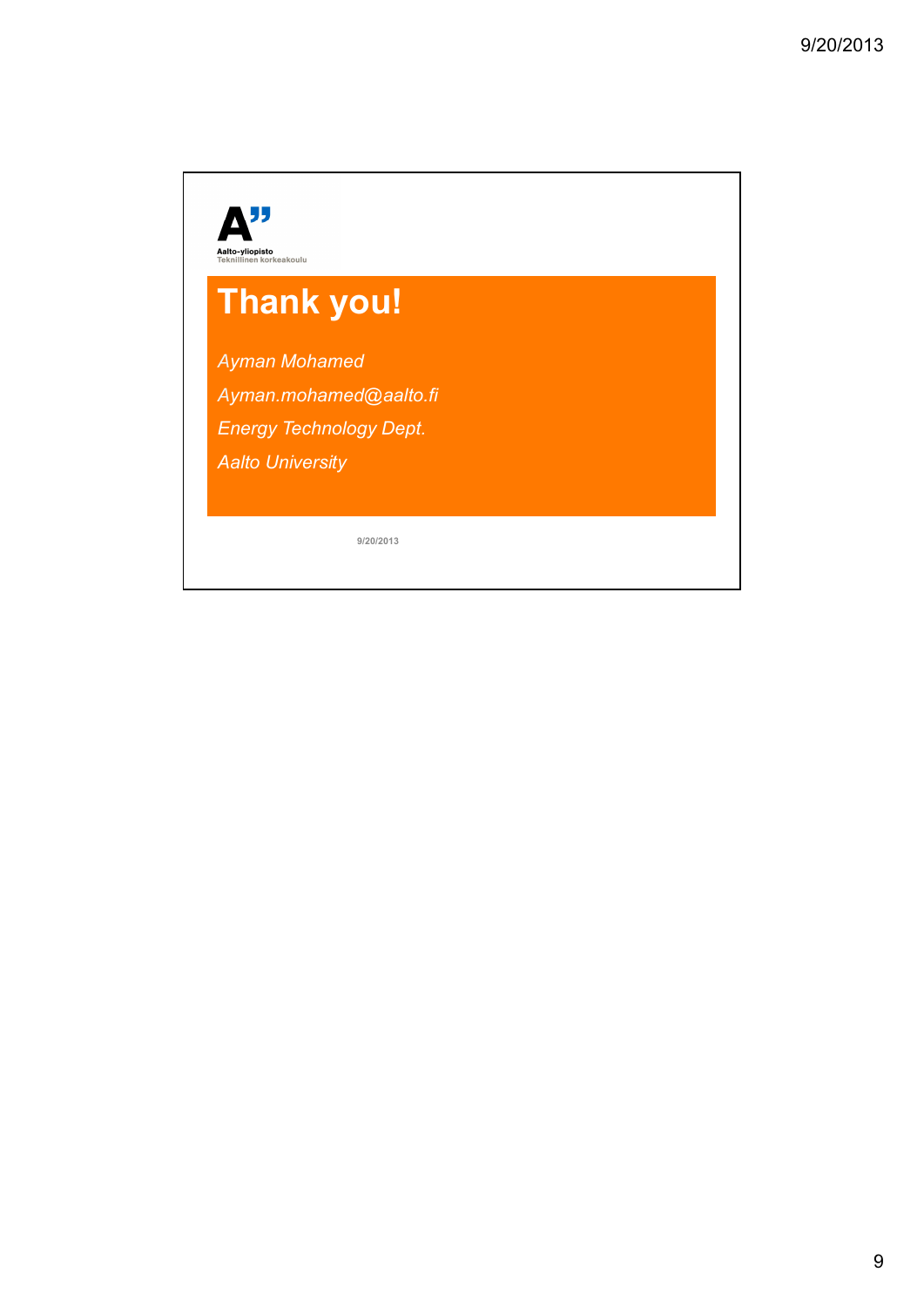Aalto-yliopisto
Teknillinen korkeakoulu

# Thank you!

*Ayman Mohamed*

*Ayman.mohamed@aalto.fi*

*Energy Technology Dept.*

*Aalto University*

9/20/2013